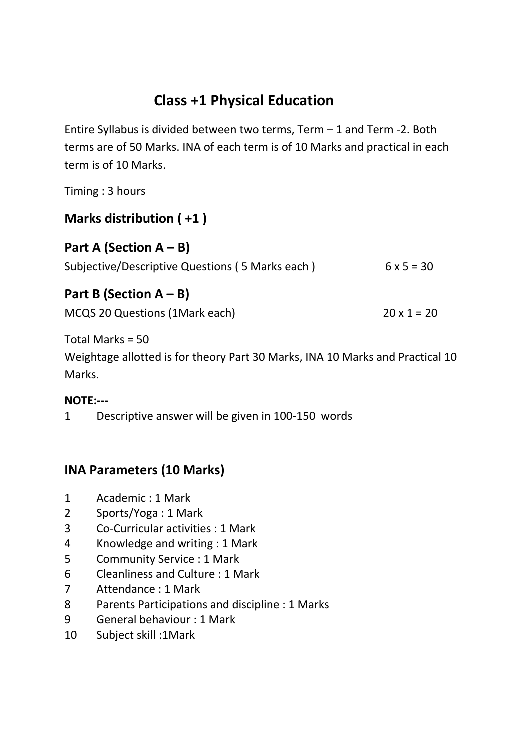# Class +1 Physical Education

Entire Syllabus is divided between two terms, Term – 1 and Term -2. Both terms are of 50 Marks. INA of each term is of 10 Marks and practical in each term is of 10 Marks.

Timing : 3 hours

## Marks distribution ( +1 )

## Part A (Section A – B)

Subjective/Descriptive Questions ( 5 Marks each ) 6 x 5 = 30

## Part B (Section A – B)

MCQS 20 Questions (1Mark each) 20 x 1 = 20

Total Marks = 50

Weightage allotted is for theory Part 30 Marks, INA 10 Marks and Practical 10 Marks.

**NOTE:---**

1 Descriptive answer will be given in 100-150 words

## INA Parameters (10 Marks)

1. Academic : 1 Mark
2. Sports/Yoga : 1 Mark
3. Co-Curricular activities : 1 Mark
4. Knowledge and writing : 1 Mark
5. Community Service : 1 Mark
6. Cleanliness and Culture : 1 Mark
7. Attendance : 1 Mark
8. Parents Participations and discipline : 1 Marks
9. General behaviour : 1 Mark
10. Subject skill :1Mark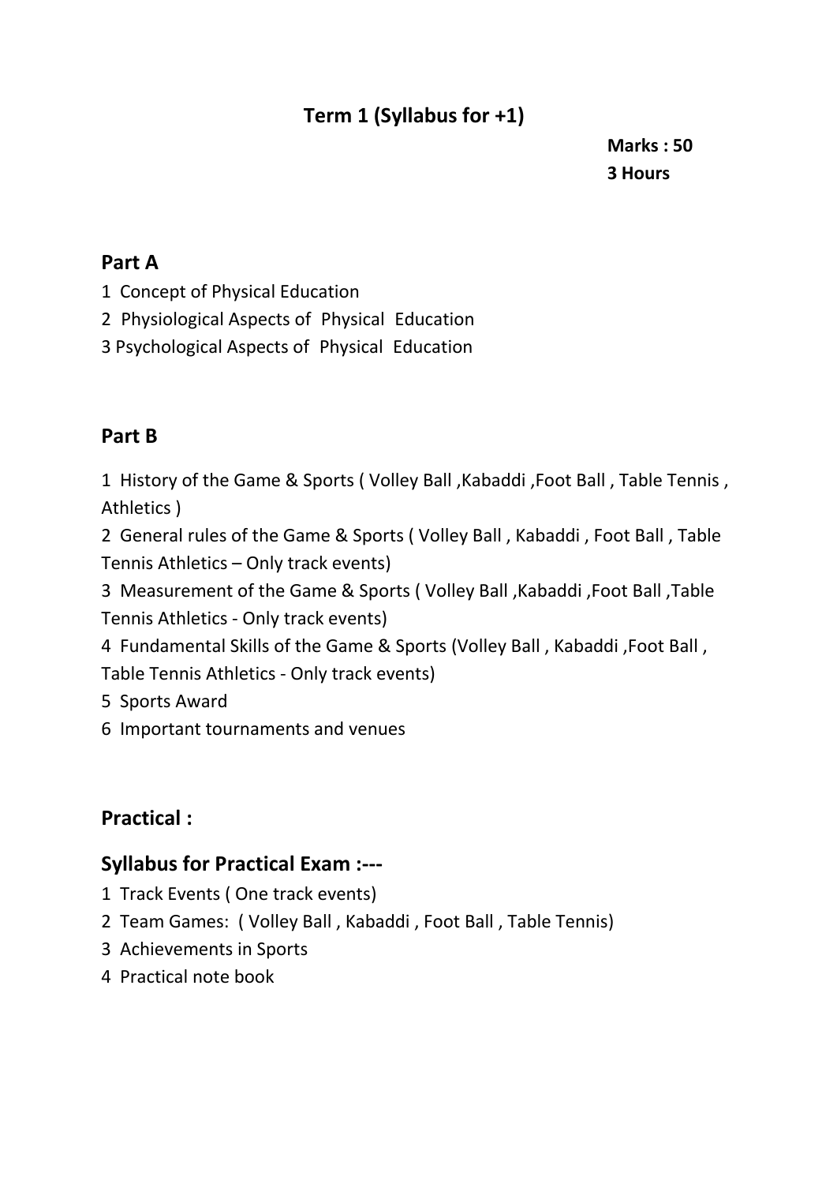# Term 1 (Syllabus for +1)

**Marks : 50**
**3 Hours**

## Part A

1 Concept of Physical Education
2 Physiological Aspects of Physical Education
3 Psychological Aspects of Physical Education

## Part B

1 History of the Game & Sports ( Volley Ball ,Kabaddi ,Foot Ball , Table Tennis , Athletics )
2 General rules of the Game & Sports ( Volley Ball , Kabaddi , Foot Ball , Table Tennis Athletics – Only track events)
3 Measurement of the Game & Sports ( Volley Ball ,Kabaddi ,Foot Ball ,Table Tennis Athletics - Only track events)
4 Fundamental Skills of the Game & Sports (Volley Ball , Kabaddi ,Foot Ball , Table Tennis Athletics - Only track events)
5 Sports Award
6 Important tournaments and venues

## Practical :

## Syllabus for Practical Exam :---

1 Track Events ( One track events)
2 Team Games: ( Volley Ball , Kabaddi , Foot Ball , Table Tennis)
3 Achievements in Sports
4 Practical note book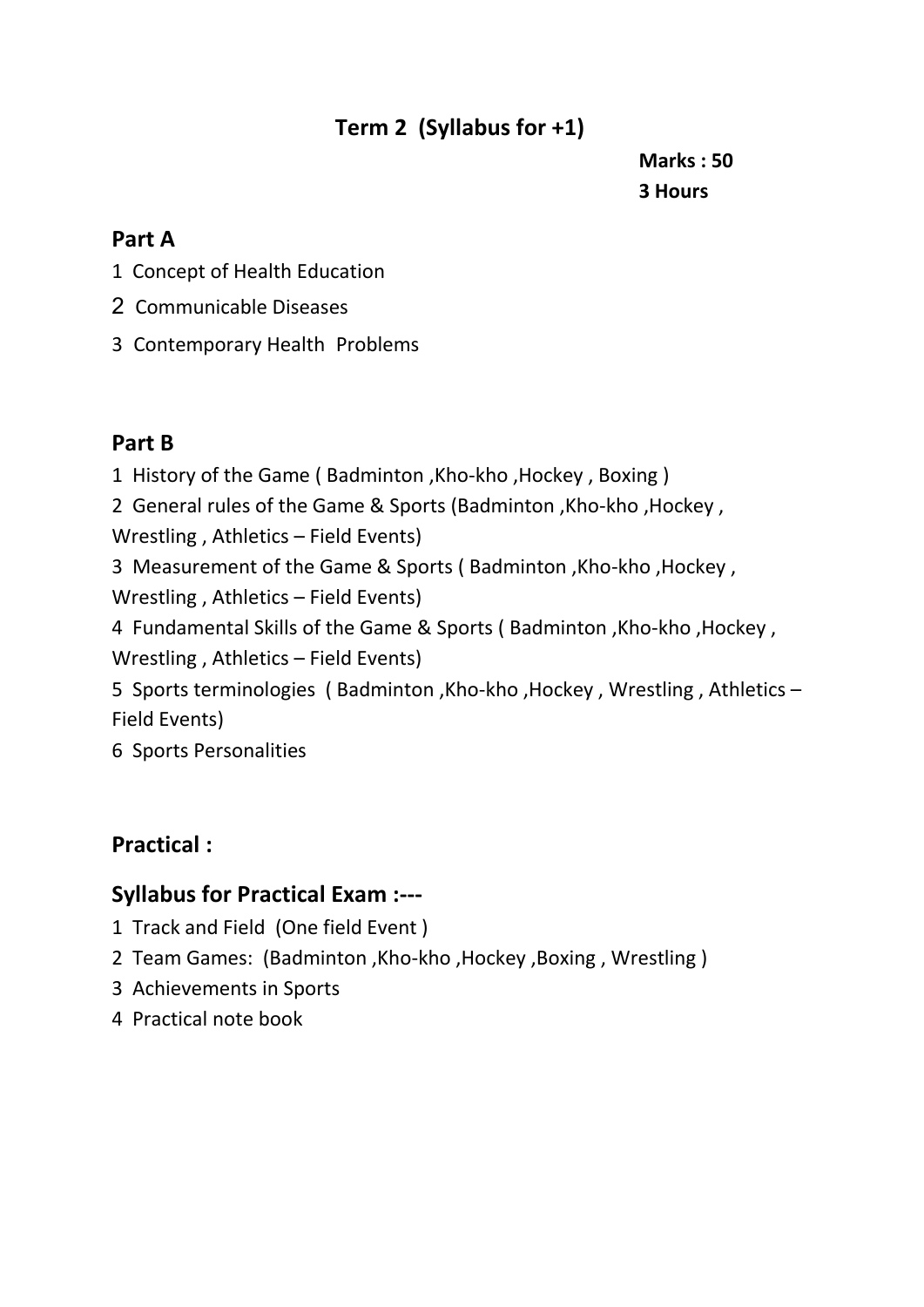## Term 2 (Syllabus for +1)

**Marks : 50**
**3 Hours**

### Part A

1 Concept of Health Education
2 Communicable Diseases
3 Contemporary Health Problems

### Part B

1 History of the Game ( Badminton ,Kho-kho ,Hockey , Boxing )
2 General rules of the Game & Sports (Badminton ,Kho-kho ,Hockey , Wrestling , Athletics – Field Events)
3 Measurement of the Game & Sports ( Badminton ,Kho-kho ,Hockey , Wrestling , Athletics – Field Events)
4 Fundamental Skills of the Game & Sports ( Badminton ,Kho-kho ,Hockey , Wrestling , Athletics – Field Events)
5 Sports terminologies ( Badminton ,Kho-kho ,Hockey , Wrestling , Athletics – Field Events)
6 Sports Personalities

### Practical :

### Syllabus for Practical Exam :---

1 Track and Field (One field Event )
2 Team Games: (Badminton ,Kho-kho ,Hockey ,Boxing , Wrestling )
3 Achievements in Sports
4 Practical note book